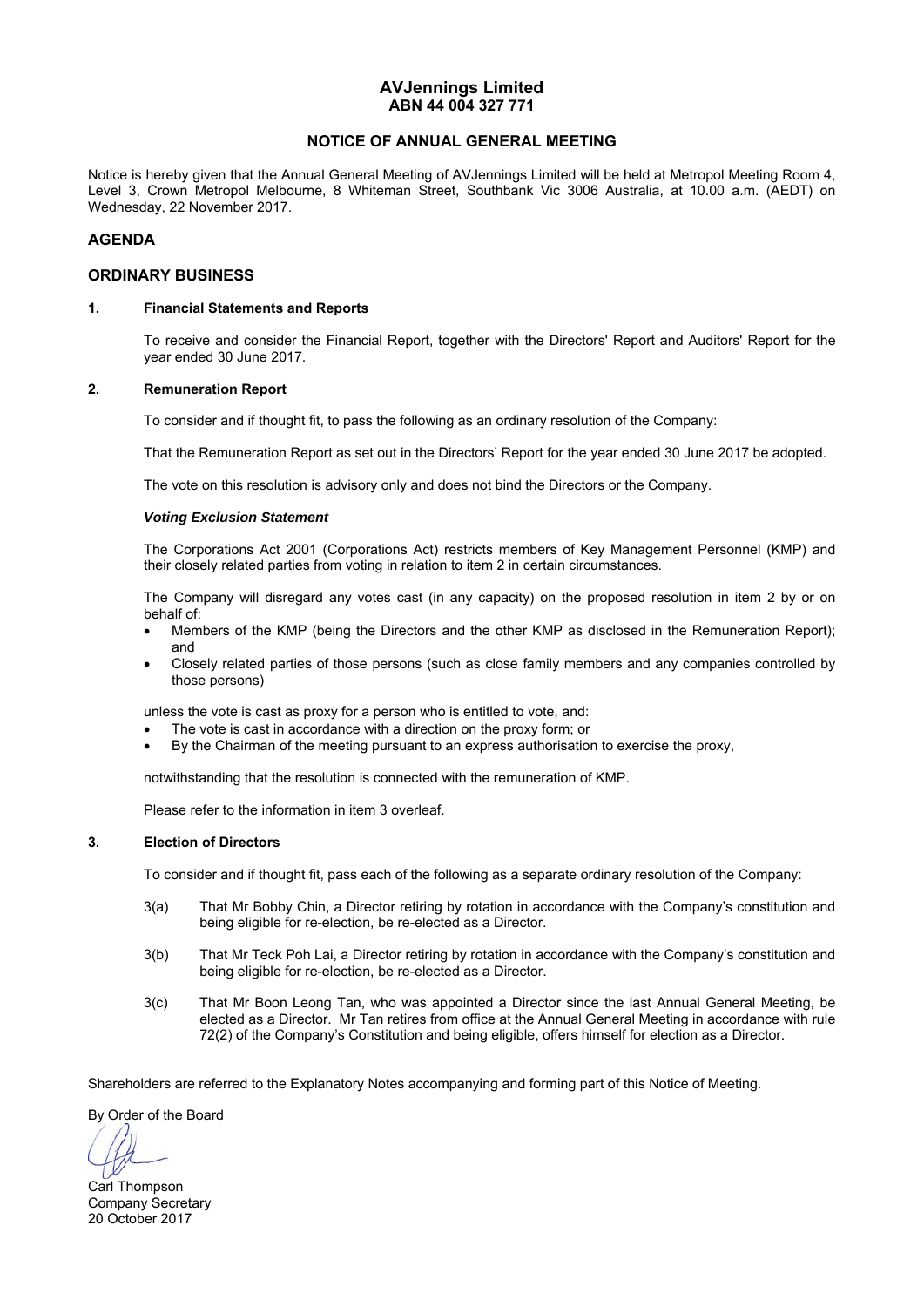# AVJennings Limited
**ABN 44 004 327 771**

## NOTICE OF ANNUAL GENERAL MEETING

Notice is hereby given that the Annual General Meeting of AVJennings Limited will be held at Metropol Meeting Room 4, Level 3, Crown Metropol Melbourne, 8 Whiteman Street, Southbank Vic 3006 Australia, at 10.00 a.m. (AEDT) on Wednesday, 22 November 2017.

## AGENDA

## ORDINARY BUSINESS

### 1. Financial Statements and Reports

To receive and consider the Financial Report, together with the Directors' Report and Auditors' Report for the year ended 30 June 2017.

### 2. Remuneration Report

To consider and if thought fit, to pass the following as an ordinary resolution of the Company:

That the Remuneration Report as set out in the Directors' Report for the year ended 30 June 2017 be adopted.

The vote on this resolution is advisory only and does not bind the Directors or the Company.

***Voting Exclusion Statement***

The Corporations Act 2001 (Corporations Act) restricts members of Key Management Personnel (KMP) and their closely related parties from voting in relation to item 2 in certain circumstances.

The Company will disregard any votes cast (in any capacity) on the proposed resolution in item 2 by or on behalf of:

- Members of the KMP (being the Directors and the other KMP as disclosed in the Remuneration Report); and
- Closely related parties of those persons (such as close family members and any companies controlled by those persons)

unless the vote is cast as proxy for a person who is entitled to vote, and:

- The vote is cast in accordance with a direction on the proxy form; or
- By the Chairman of the meeting pursuant to an express authorisation to exercise the proxy,

notwithstanding that the resolution is connected with the remuneration of KMP.

Please refer to the information in item 3 overleaf.

### 3. Election of Directors

To consider and if thought fit, pass each of the following as a separate ordinary resolution of the Company:

3(a) That Mr Bobby Chin, a Director retiring by rotation in accordance with the Company's constitution and being eligible for re-election, be re-elected as a Director.

3(b) That Mr Teck Poh Lai, a Director retiring by rotation in accordance with the Company's constitution and being eligible for re-election, be re-elected as a Director.

3(c) That Mr Boon Leong Tan, who was appointed a Director since the last Annual General Meeting, be elected as a Director. Mr Tan retires from office at the Annual General Meeting in accordance with rule 72(2) of the Company's Constitution and being eligible, offers himself for election as a Director.

Shareholders are referred to the Explanatory Notes accompanying and forming part of this Notice of Meeting.

By Order of the Board

Carl Thompson
Company Secretary
20 October 2017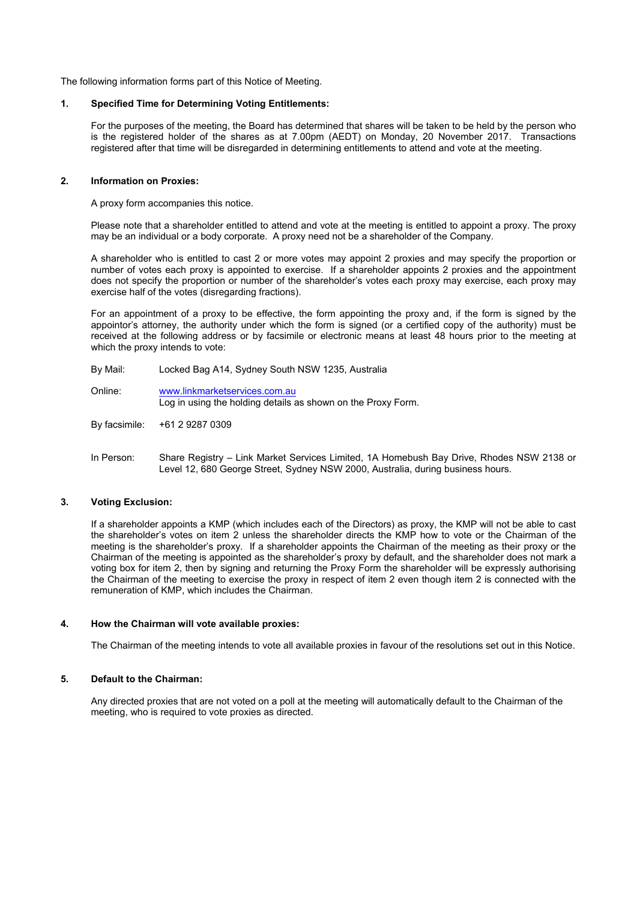The following information forms part of this Notice of Meeting.

### 1. Specified Time for Determining Voting Entitlements:

For the purposes of the meeting, the Board has determined that shares will be taken to be held by the person who is the registered holder of the shares as at 7.00pm (AEDT) on Monday, 20 November 2017. Transactions registered after that time will be disregarded in determining entitlements to attend and vote at the meeting.

### 2. Information on Proxies:

A proxy form accompanies this notice.

Please note that a shareholder entitled to attend and vote at the meeting is entitled to appoint a proxy. The proxy may be an individual or a body corporate. A proxy need not be a shareholder of the Company.

A shareholder who is entitled to cast 2 or more votes may appoint 2 proxies and may specify the proportion or number of votes each proxy is appointed to exercise. If a shareholder appoints 2 proxies and the appointment does not specify the proportion or number of the shareholder's votes each proxy may exercise, each proxy may exercise half of the votes (disregarding fractions).

For an appointment of a proxy to be effective, the form appointing the proxy and, if the form is signed by the appointor's attorney, the authority under which the form is signed (or a certified copy of the authority) must be received at the following address or by facsimile or electronic means at least 48 hours prior to the meeting at which the proxy intends to vote:

By Mail: Locked Bag A14, Sydney South NSW 1235, Australia

Online: www.linkmarketservices.com.au
Log in using the holding details as shown on the Proxy Form.

By facsimile: +61 2 9287 0309

In Person: Share Registry – Link Market Services Limited, 1A Homebush Bay Drive, Rhodes NSW 2138 or Level 12, 680 George Street, Sydney NSW 2000, Australia, during business hours.

### 3. Voting Exclusion:

If a shareholder appoints a KMP (which includes each of the Directors) as proxy, the KMP will not be able to cast the shareholder's votes on item 2 unless the shareholder directs the KMP how to vote or the Chairman of the meeting is the shareholder's proxy. If a shareholder appoints the Chairman of the meeting as their proxy or the Chairman of the meeting is appointed as the shareholder's proxy by default, and the shareholder does not mark a voting box for item 2, then by signing and returning the Proxy Form the shareholder will be expressly authorising the Chairman of the meeting to exercise the proxy in respect of item 2 even though item 2 is connected with the remuneration of KMP, which includes the Chairman.

### 4. How the Chairman will vote available proxies:

The Chairman of the meeting intends to vote all available proxies in favour of the resolutions set out in this Notice.

### 5. Default to the Chairman:

Any directed proxies that are not voted on a poll at the meeting will automatically default to the Chairman of the meeting, who is required to vote proxies as directed.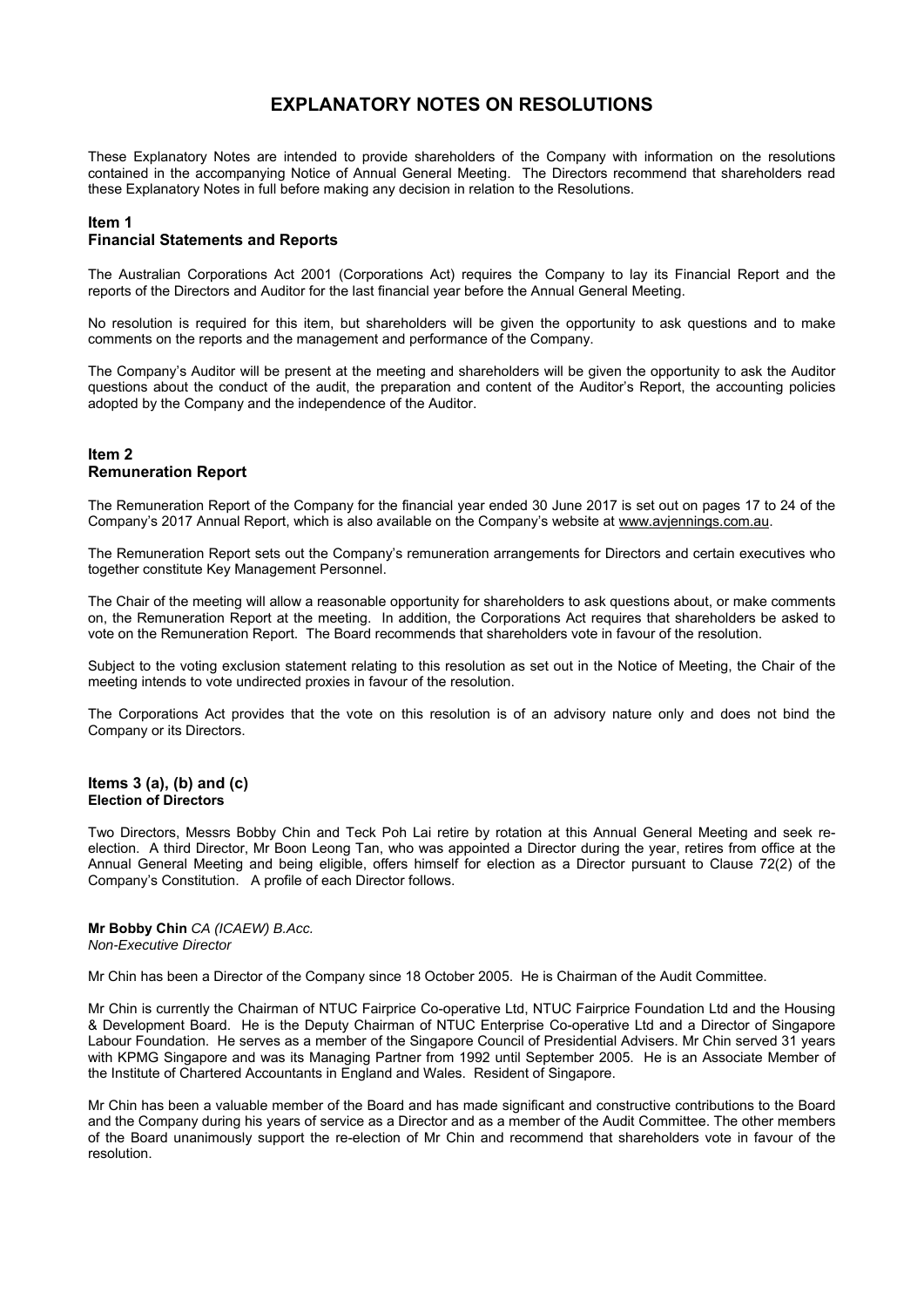# EXPLANATORY NOTES ON RESOLUTIONS

These Explanatory Notes are intended to provide shareholders of the Company with information on the resolutions contained in the accompanying Notice of Annual General Meeting. The Directors recommend that shareholders read these Explanatory Notes in full before making any decision in relation to the Resolutions.

## Item 1
## Financial Statements and Reports

The Australian Corporations Act 2001 (Corporations Act) requires the Company to lay its Financial Report and the reports of the Directors and Auditor for the last financial year before the Annual General Meeting.

No resolution is required for this item, but shareholders will be given the opportunity to ask questions and to make comments on the reports and the management and performance of the Company.

The Company's Auditor will be present at the meeting and shareholders will be given the opportunity to ask the Auditor questions about the conduct of the audit, the preparation and content of the Auditor's Report, the accounting policies adopted by the Company and the independence of the Auditor.

## Item 2
## Remuneration Report

The Remuneration Report of the Company for the financial year ended 30 June 2017 is set out on pages 17 to 24 of the Company's 2017 Annual Report, which is also available on the Company's website at www.avjennings.com.au.

The Remuneration Report sets out the Company's remuneration arrangements for Directors and certain executives who together constitute Key Management Personnel.

The Chair of the meeting will allow a reasonable opportunity for shareholders to ask questions about, or make comments on, the Remuneration Report at the meeting. In addition, the Corporations Act requires that shareholders be asked to vote on the Remuneration Report. The Board recommends that shareholders vote in favour of the resolution.

Subject to the voting exclusion statement relating to this resolution as set out in the Notice of Meeting, the Chair of the meeting intends to vote undirected proxies in favour of the resolution.

The Corporations Act provides that the vote on this resolution is of an advisory nature only and does not bind the Company or its Directors.

## Items 3 (a), (b) and (c)
### Election of Directors

Two Directors, Messrs Bobby Chin and Teck Poh Lai retire by rotation at this Annual General Meeting and seek re-election. A third Director, Mr Boon Leong Tan, who was appointed a Director during the year, retires from office at the Annual General Meeting and being eligible, offers himself for election as a Director pursuant to Clause 72(2) of the Company's Constitution. A profile of each Director follows.

**Mr Bobby Chin** *CA (ICAEW) B.Acc.*
*Non-Executive Director*

Mr Chin has been a Director of the Company since 18 October 2005. He is Chairman of the Audit Committee.

Mr Chin is currently the Chairman of NTUC Fairprice Co-operative Ltd, NTUC Fairprice Foundation Ltd and the Housing & Development Board. He is the Deputy Chairman of NTUC Enterprise Co-operative Ltd and a Director of Singapore Labour Foundation. He serves as a member of the Singapore Council of Presidential Advisers. Mr Chin served 31 years with KPMG Singapore and was its Managing Partner from 1992 until September 2005. He is an Associate Member of the Institute of Chartered Accountants in England and Wales. Resident of Singapore.

Mr Chin has been a valuable member of the Board and has made significant and constructive contributions to the Board and the Company during his years of service as a Director and as a member of the Audit Committee. The other members of the Board unanimously support the re-election of Mr Chin and recommend that shareholders vote in favour of the resolution.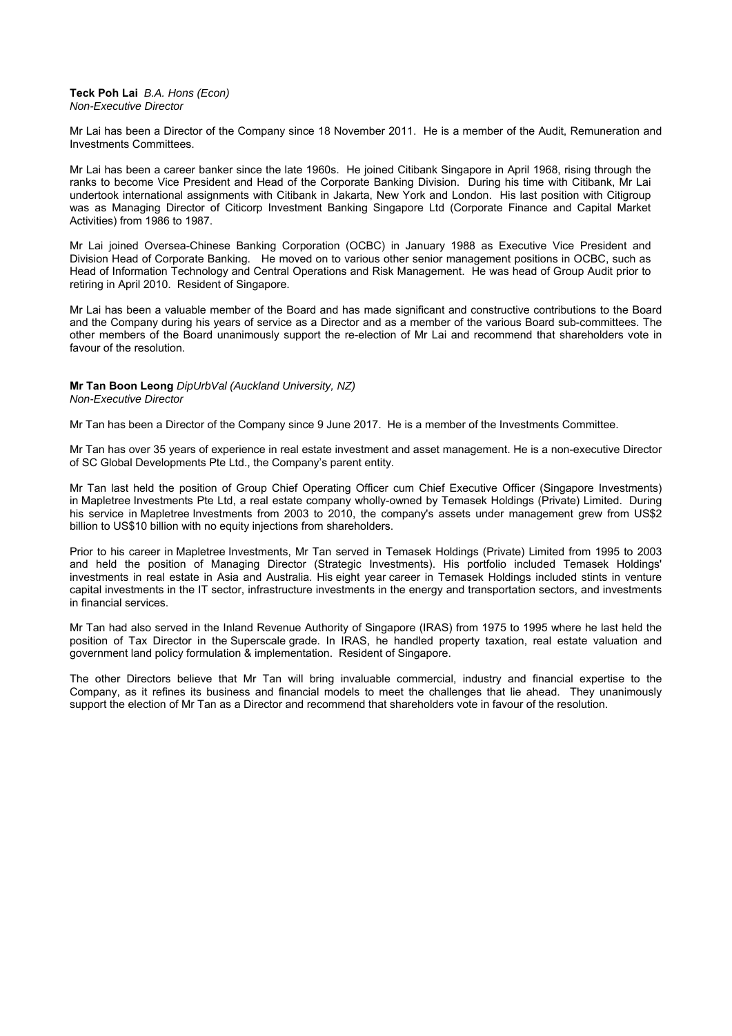**Teck Poh Lai** *B.A. Hons (Econ)*
*Non-Executive Director*

Mr Lai has been a Director of the Company since 18 November 2011. He is a member of the Audit, Remuneration and Investments Committees.

Mr Lai has been a career banker since the late 1960s. He joined Citibank Singapore in April 1968, rising through the ranks to become Vice President and Head of the Corporate Banking Division. During his time with Citibank, Mr Lai undertook international assignments with Citibank in Jakarta, New York and London. His last position with Citigroup was as Managing Director of Citicorp Investment Banking Singapore Ltd (Corporate Finance and Capital Market Activities) from 1986 to 1987.

Mr Lai joined Oversea-Chinese Banking Corporation (OCBC) in January 1988 as Executive Vice President and Division Head of Corporate Banking. He moved on to various other senior management positions in OCBC, such as Head of Information Technology and Central Operations and Risk Management. He was head of Group Audit prior to retiring in April 2010. Resident of Singapore.

Mr Lai has been a valuable member of the Board and has made significant and constructive contributions to the Board and the Company during his years of service as a Director and as a member of the various Board sub-committees. The other members of the Board unanimously support the re-election of Mr Lai and recommend that shareholders vote in favour of the resolution.

**Mr Tan Boon Leong** *DipUrbVal (Auckland University, NZ)*
*Non-Executive Director*

Mr Tan has been a Director of the Company since 9 June 2017. He is a member of the Investments Committee.

Mr Tan has over 35 years of experience in real estate investment and asset management. He is a non-executive Director of SC Global Developments Pte Ltd., the Company's parent entity.

Mr Tan last held the position of Group Chief Operating Officer cum Chief Executive Officer (Singapore Investments) in Mapletree Investments Pte Ltd, a real estate company wholly-owned by Temasek Holdings (Private) Limited. During his service in Mapletree Investments from 2003 to 2010, the company's assets under management grew from US$2 billion to US$10 billion with no equity injections from shareholders.

Prior to his career in Mapletree Investments, Mr Tan served in Temasek Holdings (Private) Limited from 1995 to 2003 and held the position of Managing Director (Strategic Investments). His portfolio included Temasek Holdings' investments in real estate in Asia and Australia. His eight year career in Temasek Holdings included stints in venture capital investments in the IT sector, infrastructure investments in the energy and transportation sectors, and investments in financial services.

Mr Tan had also served in the Inland Revenue Authority of Singapore (IRAS) from 1975 to 1995 where he last held the position of Tax Director in the Superscale grade. In IRAS, he handled property taxation, real estate valuation and government land policy formulation & implementation. Resident of Singapore.

The other Directors believe that Mr Tan will bring invaluable commercial, industry and financial expertise to the Company, as it refines its business and financial models to meet the challenges that lie ahead. They unanimously support the election of Mr Tan as a Director and recommend that shareholders vote in favour of the resolution.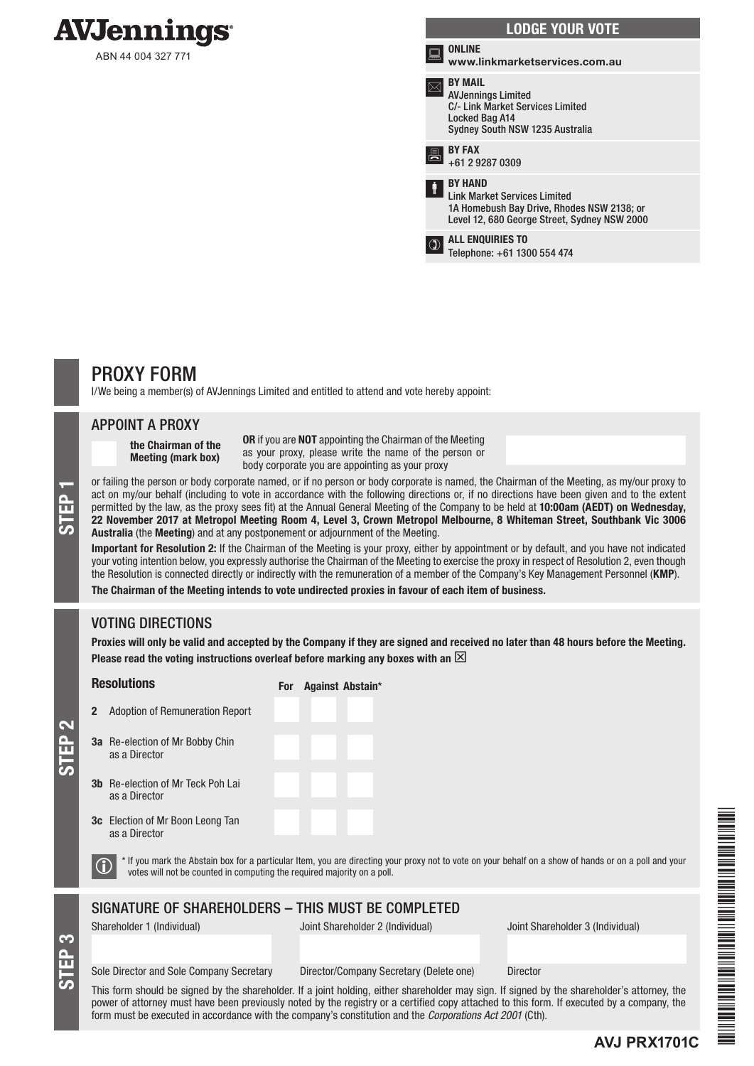# AVJennings

ABN 44 004 327 771

## LODGE YOUR VOTE

**ONLINE**
**www.linkmarketservices.com.au**

**BY MAIL**
AVJennings Limited
C/- Link Market Services Limited
Locked Bag A14
Sydney South NSW 1235 Australia

**BY FAX**
+61 2 9287 0309

**BY HAND**
Link Market Services Limited
1A Homebush Bay Drive, Rhodes NSW 2138; or
Level 12, 680 George Street, Sydney NSW 2000

**ALL ENQUIRIES TO**
Telephone: +61 1300 554 474

# PROXY FORM

I/We being a member(s) of AVJennings Limited and entitled to attend and vote hereby appoint:

## STEP 1

### APPOINT A PROXY

**the Chairman of the Meeting (mark box)**

**OR** if you are **NOT** appointing the Chairman of the Meeting as your proxy, please write the name of the person or body corporate you are appointing as your proxy

or failing the person or body corporate named, or if no person or body corporate is named, the Chairman of the Meeting, as my/our proxy to act on my/our behalf (including to vote in accordance with the following directions or, if no directions have been given and to the extent permitted by the law, as the proxy sees fit) at the Annual General Meeting of the Company to be held at **10:00am (AEDT) on Wednesday, 22 November 2017 at Metropol Meeting Room 4, Level 3, Crown Metropol Melbourne, 8 Whiteman Street, Southbank Vic 3006 Australia** (the **Meeting**) and at any postponement or adjournment of the Meeting.

**Important for Resolution 2:** If the Chairman of the Meeting is your proxy, either by appointment or by default, and you have not indicated your voting intention below, you expressly authorise the Chairman of the Meeting to exercise the proxy in respect of Resolution 2, even though the Resolution is connected directly or indirectly with the remuneration of a member of the Company's Key Management Personnel (**KMP**).

**The Chairman of the Meeting intends to vote undirected proxies in favour of each item of business.**

## STEP 2

### VOTING DIRECTIONS

**Proxies will only be valid and accepted by the Company if they are signed and received no later than 48 hours before the Meeting.**
**Please read the voting instructions overleaf before marking any boxes with an ☒**

| Resolutions | For | Against | Abstain* |
|---|---|---|---|
| **2** Adoption of Remuneration Report | | | |
| **3a** Re-election of Mr Bobby Chin as a Director | | | |
| **3b** Re-election of Mr Teck Poh Lai as a Director | | | |
| **3c** Election of Mr Boon Leong Tan as a Director | | | |

* If you mark the Abstain box for a particular Item, you are directing your proxy not to vote on your behalf on a show of hands or on a poll and your votes will not be counted in computing the required majority on a poll.

## STEP 3

### SIGNATURE OF SHAREHOLDERS – THIS MUST BE COMPLETED

| Shareholder 1 (Individual) | Joint Shareholder 2 (Individual) | Joint Shareholder 3 (Individual) |
|---|---|---|
| | | |
| Sole Director and Sole Company Secretary | Director/Company Secretary (Delete one) | Director |

This form should be signed by the shareholder. If a joint holding, either shareholder may sign. If signed by the shareholder's attorney, the power of attorney must have been previously noted by the registry or a certified copy attached to this form. If executed by a company, the form must be executed in accordance with the company's constitution and the *Corporations Act 2001* (Cth).

**AVJ PRX1701C**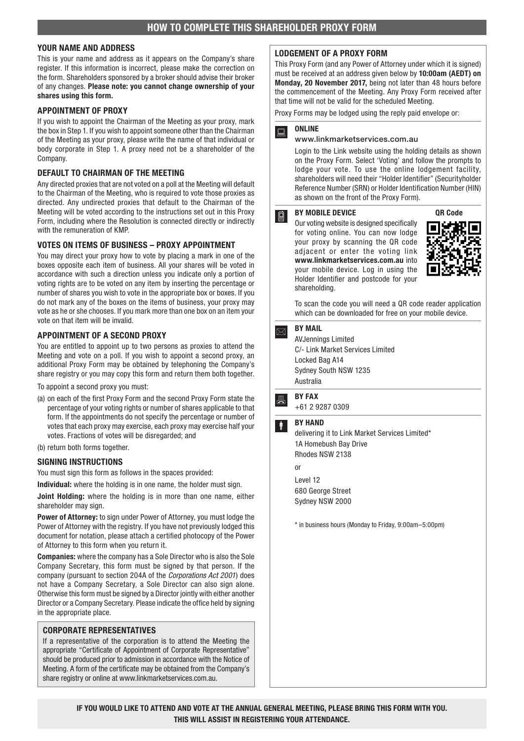# HOW TO COMPLETE THIS SHAREHOLDER PROXY FORM

### YOUR NAME AND ADDRESS

This is your name and address as it appears on the Company's share register. If this information is incorrect, please make the correction on the form. Shareholders sponsored by a broker should advise their broker of any changes. **Please note: you cannot change ownership of your shares using this form.**

### APPOINTMENT OF PROXY

If you wish to appoint the Chairman of the Meeting as your proxy, mark the box in Step 1. If you wish to appoint someone other than the Chairman of the Meeting as your proxy, please write the name of that individual or body corporate in Step 1. A proxy need not be a shareholder of the Company.

### DEFAULT TO CHAIRMAN OF THE MEETING

Any directed proxies that are not voted on a poll at the Meeting will default to the Chairman of the Meeting, who is required to vote those proxies as directed. Any undirected proxies that default to the Chairman of the Meeting will be voted according to the instructions set out in this Proxy Form, including where the Resolution is connected directly or indirectly with the remuneration of KMP.

### VOTES ON ITEMS OF BUSINESS – PROXY APPOINTMENT

You may direct your proxy how to vote by placing a mark in one of the boxes opposite each item of business. All your shares will be voted in accordance with such a direction unless you indicate only a portion of voting rights are to be voted on any item by inserting the percentage or number of shares you wish to vote in the appropriate box or boxes. If you do not mark any of the boxes on the items of business, your proxy may vote as he or she chooses. If you mark more than one box on an item your vote on that item will be invalid.

### APPOINTMENT OF A SECOND PROXY

You are entitled to appoint up to two persons as proxies to attend the Meeting and vote on a poll. If you wish to appoint a second proxy, an additional Proxy Form may be obtained by telephoning the Company's share registry or you may copy this form and return them both together.

To appoint a second proxy you must:

(a) on each of the first Proxy Form and the second Proxy Form state the percentage of your voting rights or number of shares applicable to that form. If the appointments do not specify the percentage or number of votes that each proxy may exercise, each proxy may exercise half your votes. Fractions of votes will be disregarded; and

(b) return both forms together.

### SIGNING INSTRUCTIONS

You must sign this form as follows in the spaces provided:

**Individual:** where the holding is in one name, the holder must sign.

**Joint Holding:** where the holding is in more than one name, either shareholder may sign.

**Power of Attorney:** to sign under Power of Attorney, you must lodge the Power of Attorney with the registry. If you have not previously lodged this document for notation, please attach a certified photocopy of the Power of Attorney to this form when you return it.

**Companies:** where the company has a Sole Director who is also the Sole Company Secretary, this form must be signed by that person. If the company (pursuant to section 204A of the *Corporations Act 2001*) does not have a Company Secretary, a Sole Director can also sign alone. Otherwise this form must be signed by a Director jointly with either another Director or a Company Secretary. Please indicate the office held by signing in the appropriate place.

### CORPORATE REPRESENTATIVES

If a representative of the corporation is to attend the Meeting the appropriate "Certificate of Appointment of Corporate Representative" should be produced prior to admission in accordance with the Notice of Meeting. A form of the certificate may be obtained from the Company's share registry or online at www.linkmarketservices.com.au.

### LODGEMENT OF A PROXY FORM

This Proxy Form (and any Power of Attorney under which it is signed) must be received at an address given below by **10:00am (AEDT) on Monday, 20 November 2017,** being not later than 48 hours before the commencement of the Meeting. Any Proxy Form received after that time will not be valid for the scheduled Meeting.

Proxy Forms may be lodged using the reply paid envelope or:

**ONLINE**

www.linkmarketservices.com.au

Login to the Link website using the holding details as shown on the Proxy Form. Select 'Voting' and follow the prompts to lodge your vote. To use the online lodgement facility, shareholders will need their "Holder Identifier" (Securityholder Reference Number (SRN) or Holder Identification Number (HIN) as shown on the front of the Proxy Form).

**BY MOBILE DEVICE** — **QR Code**

Our voting website is designed specifically for voting online. You can now lodge your proxy by scanning the QR code adjacent or enter the voting link **www.linkmarketservices.com.au** into your mobile device. Log in using the Holder Identifier and postcode for your shareholding.

To scan the code you will need a QR code reader application which can be downloaded for free on your mobile device.

**BY MAIL**

AVJennings Limited
C/- Link Market Services Limited
Locked Bag A14
Sydney South NSW 1235
Australia

**BY FAX**

+61 2 9287 0309

**BY HAND**

delivering it to Link Market Services Limited*
1A Homebush Bay Drive
Rhodes NSW 2138

or

Level 12
680 George Street
Sydney NSW 2000

\* in business hours (Monday to Friday, 9:00am–5:00pm)

**IF YOU WOULD LIKE TO ATTEND AND VOTE AT THE ANNUAL GENERAL MEETING, PLEASE BRING THIS FORM WITH YOU. THIS WILL ASSIST IN REGISTERING YOUR ATTENDANCE.**